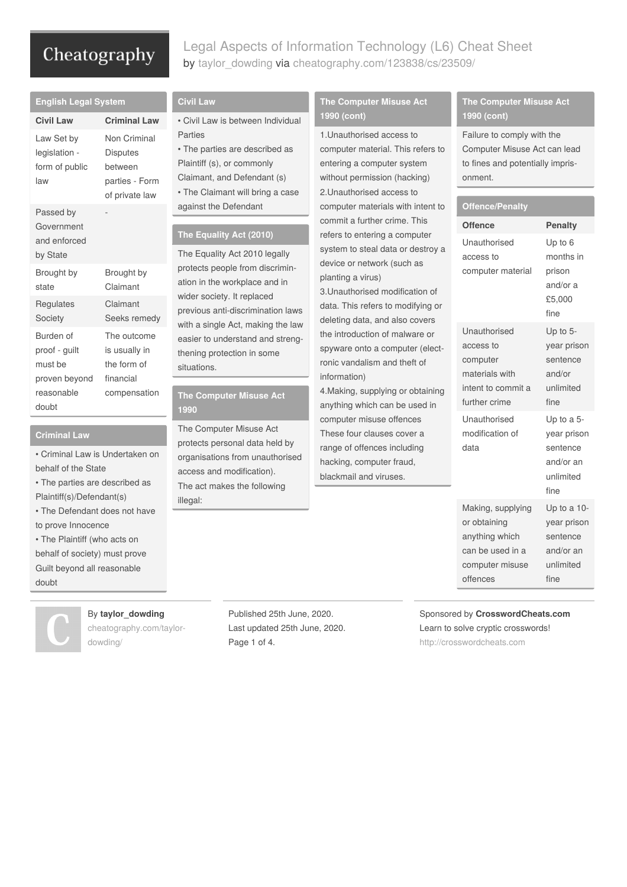# Legal Aspects of Information Technology (L6) Cheat Sheet

by taylor_dowding via cheatography.com/123838/cs/23509/

## English Legal System

| Civil Law | Criminal Law |
| --- | --- |
| Law Set by legislation - form of public law | Non Criminal Disputes between parties - Form of private law |
| Passed by Government and enforced by State | - |
| Brought by state | Brought by Claimant |
| Regulates Society | Claimant Seeks remedy |
| Burden of proof - guilt must be proven beyond reasonable doubt | The outcome is usually in the form of financial compensation |

## Criminal Law

- Criminal Law is Undertaken on behalf of the State
- The parties are described as Plaintiff(s)/Defendant(s)
- The Defendant does not have to prove Innocence
- The Plaintiff (who acts on behalf of society) must prove Guilt beyond all reasonable doubt

## Civil Law

- Civil Law is between Individual Parties
- The parties are described as Plaintiff (s), or commonly Claimant, and Defendant (s)
- The Claimant will bring a case against the Defendant

## The Equality Act (2010)

The Equality Act 2010 legally protects people from discrimination in the workplace and in wider society. It replaced previous anti-discrimination laws with a single Act, making the law easier to understand and strengthening protection in some situations.

## The Computer Misuse Act 1990

The Computer Misuse Act protects personal data held by organisations from unauthorised access and modification).
The act makes the following illegal:

## The Computer Misuse Act 1990 (cont)

1.Unauthorised access to computer material. This refers to entering a computer system without permission (hacking)
2.Unauthorised access to computer materials with intent to commit a further crime. This refers to entering a computer system to steal data or destroy a device or network (such as planting a virus)
3.Unauthorised modification of data. This refers to modifying or deleting data, and also covers the introduction of malware or spyware onto a computer (electronic vandalism and theft of information)
4.Making, supplying or obtaining anything which can be used in computer misuse offences
These four clauses cover a range of offences including hacking, computer fraud, blackmail and viruses.

## The Computer Misuse Act 1990 (cont)

Failure to comply with the Computer Misuse Act can lead to fines and potentially imprisonment.

## Offence/Penalty

| Offence | Penalty |
| --- | --- |
| Unauthorised access to computer material | Up to 6 months in prison and/or a £5,000 fine |
| Unauthorised access to computer materials with intent to commit a further crime | Up to 5-year prison sentence and/or unlimited fine |
| Unauthorised modification of data | Up to a 5-year prison sentence and/or an unlimited fine |
| Making, supplying or obtaining anything which can be used in a computer misuse offences | Up to a 10-year prison sentence and/or an unlimited fine |

By **taylor_dowding**
cheatography.com/taylor-dowding/

Published 25th June, 2020.
Last updated 25th June, 2020.

Sponsored by **CrosswordCheats.com**
Learn to solve cryptic crosswords!
http://crosswordcheats.com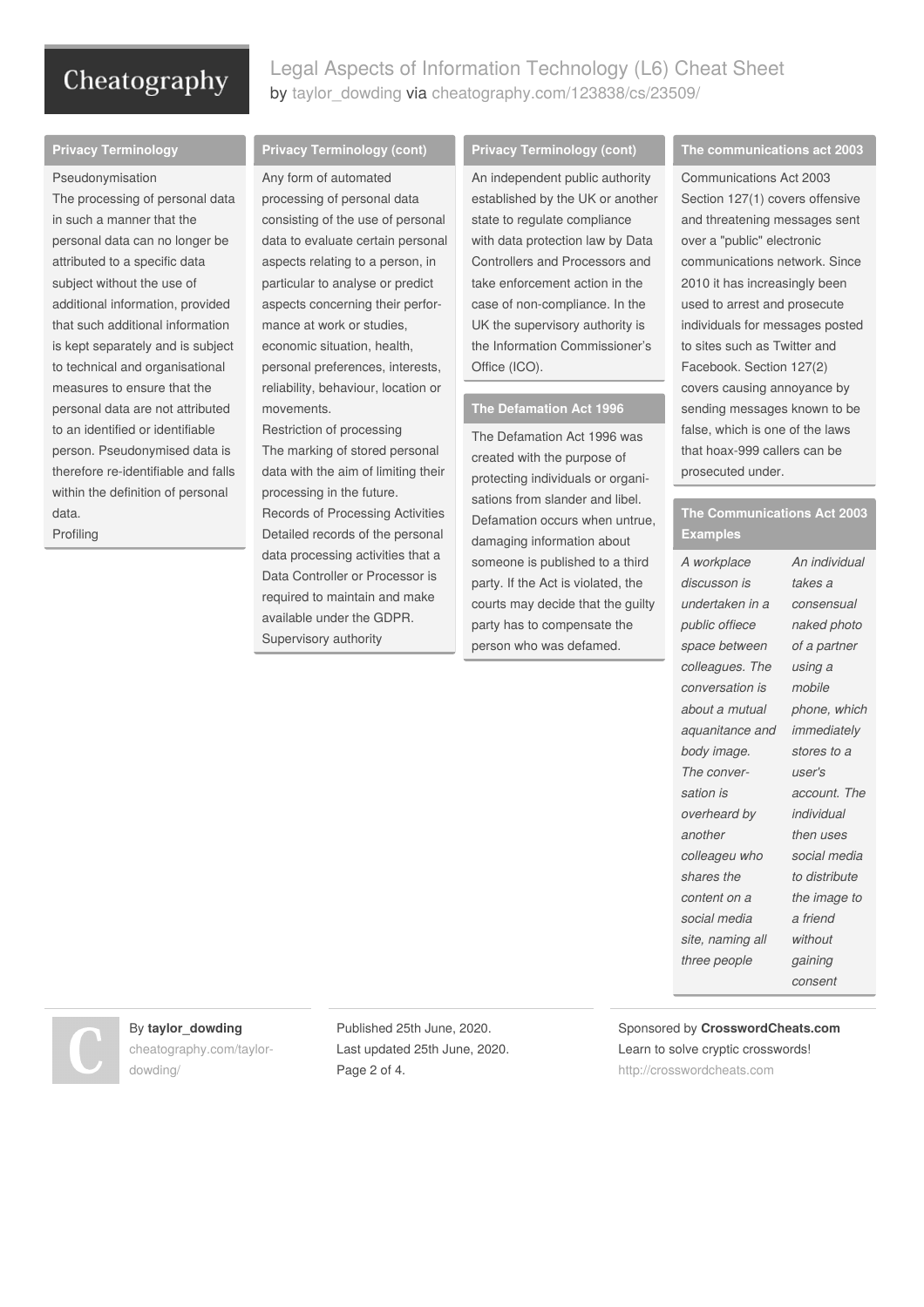### Privacy Terminology

Pseudonymisation

The processing of personal data in such a manner that the personal data can no longer be attributed to a specific data subject without the use of additional information, provided that such additional information is kept separately and is subject to technical and organisational measures to ensure that the personal data are not attributed to an identified or identifiable person. Pseudonymised data is therefore re-identifiable and falls within the definition of personal data.

Profiling

### Privacy Terminology (cont)

Any form of automated processing of personal data consisting of the use of personal data to evaluate certain personal aspects relating to a person, in particular to analyse or predict aspects concerning their performance at work or studies, economic situation, health, personal preferences, interests, reliability, behaviour, location or movements.

Restriction of processing

The marking of stored personal data with the aim of limiting their processing in the future.

Records of Processing Activities

Detailed records of the personal data processing activities that a Data Controller or Processor is required to maintain and make available under the GDPR.

Supervisory authority

### Privacy Terminology (cont)

An independent public authority established by the UK or another state to regulate compliance with data protection law by Data Controllers and Processors and take enforcement action in the case of non-compliance. In the UK the supervisory authority is the Information Commissioner's Office (ICO).

### The Defamation Act 1996

The Defamation Act 1996 was created with the purpose of protecting individuals or organisations from slander and libel. Defamation occurs when untrue, damaging information about someone is published to a third party. If the Act is violated, the courts may decide that the guilty party has to compensate the person who was defamed.

### The communications act 2003

Communications Act 2003 Section 127(1) covers offensive and threatening messages sent over a "public" electronic communications network. Since 2010 it has increasingly been used to arrest and prosecute individuals for messages posted to sites such as Twitter and Facebook. Section 127(2) covers causing annoyance by sending messages known to be false, which is one of the laws that hoax-999 callers can be prosecuted under.

### The Communications Act 2003 Examples

| | |
|---|---|
| *A workplace discusson is undertaken in a public offiece space between colleagues. The conversation is about a mutual aquanitance and body image. The conversation is overheard by another colleageu who shares the content on a social media site, naming all three people* | *An individual takes a consensual naked photo of a partner using a mobile phone, which immediately stores to a user's account. The individual then uses social media to distribute the image to a friend without gaining consent* |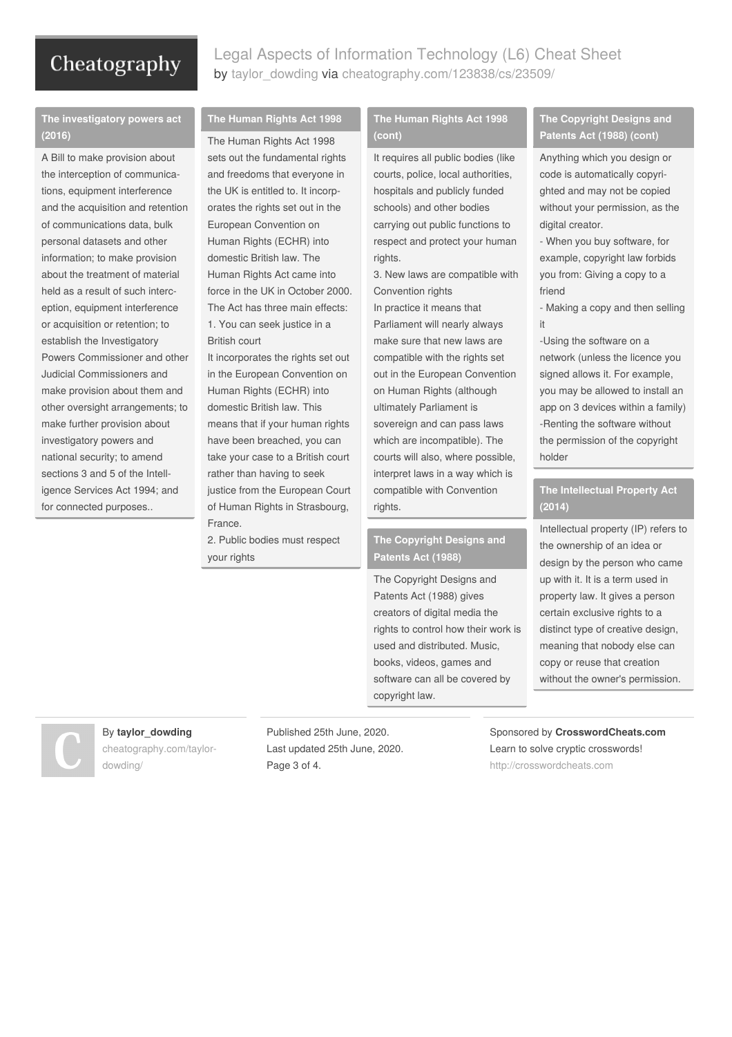## The investigatory powers act (2016)

A Bill to make provision about the interception of communications, equipment interference and the acquisition and retention of communications data, bulk personal datasets and other information; to make provision about the treatment of material held as a result of such interception, equipment interference or acquisition or retention; to establish the Investigatory Powers Commissioner and other Judicial Commissioners and make provision about them and other oversight arrangements; to make further provision about investigatory powers and national security; to amend sections 3 and 5 of the Intelligence Services Act 1994; and for connected purposes..

## The Human Rights Act 1998

The Human Rights Act 1998 sets out the fundamental rights and freedoms that everyone in the UK is entitled to. It incorporates the rights set out in the European Convention on Human Rights (ECHR) into domestic British law. The Human Rights Act came into force in the UK in October 2000. The Act has three main effects:

1. You can seek justice in a British court

It incorporates the rights set out in the European Convention on Human Rights (ECHR) into domestic British law. This means that if your human rights have been breached, you can take your case to a British court rather than having to seek justice from the European Court of Human Rights in Strasbourg, France.

2. Public bodies must respect your rights

## The Human Rights Act 1998 (cont)

It requires all public bodies (like courts, police, local authorities, hospitals and publicly funded schools) and other bodies carrying out public functions to respect and protect your human rights.

3. New laws are compatible with Convention rights

In practice it means that Parliament will nearly always make sure that new laws are compatible with the rights set out in the European Convention on Human Rights (although ultimately Parliament is sovereign and can pass laws which are incompatible). The courts will also, where possible, interpret laws in a way which is compatible with Convention rights.

## The Copyright Designs and Patents Act (1988)

The Copyright Designs and Patents Act (1988) gives creators of digital media the rights to control how their work is used and distributed. Music, books, videos, games and software can all be covered by copyright law.

## The Copyright Designs and Patents Act (1988) (cont)

Anything which you design or code is automatically copyrighted and may not be copied without your permission, as the digital creator.

- When you buy software, for example, copyright law forbids you from: Giving a copy to a friend
- Making a copy and then selling it
-Using the software on a network (unless the licence you signed allows it. For example, you may be allowed to install an app on 3 devices within a family)
-Renting the software without the permission of the copyright holder

## The Intellectual Property Act (2014)

Intellectual property (IP) refers to the ownership of an idea or design by the person who came up with it. It is a term used in property law. It gives a person certain exclusive rights to a distinct type of creative design, meaning that nobody else can copy or reuse that creation without the owner's permission.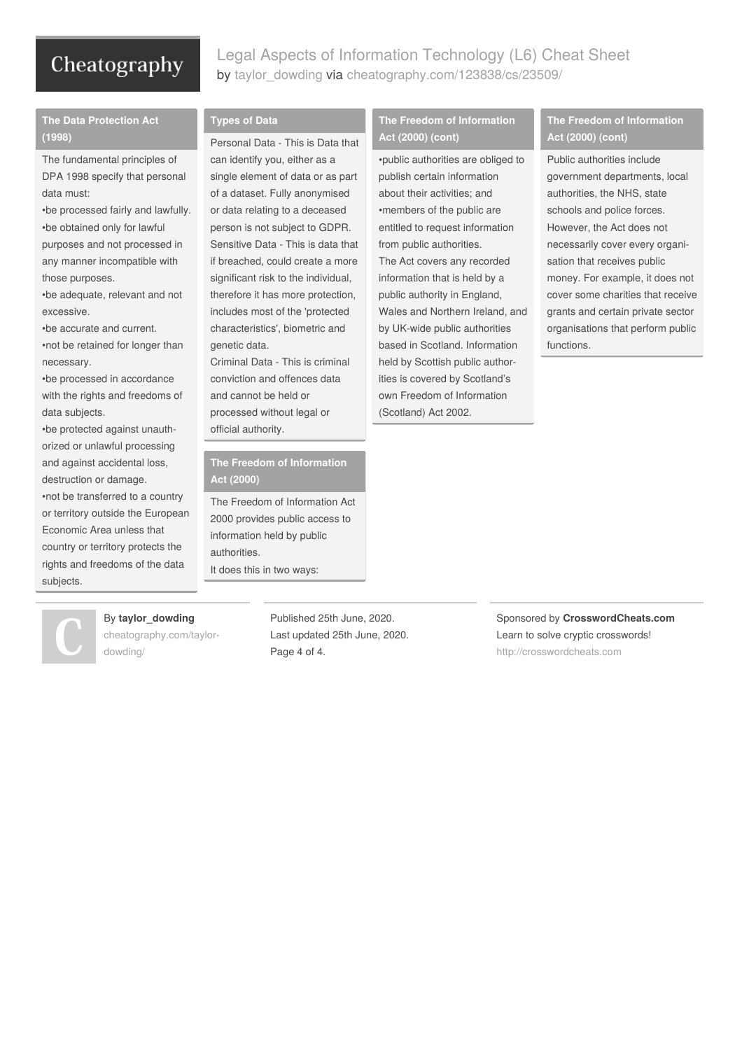## The Data Protection Act (1998)

The fundamental principles of DPA 1998 specify that personal data must:

- be processed fairly and lawfully.
- be obtained only for lawful purposes and not processed in any manner incompatible with those purposes.
- be adequate, relevant and not excessive.
- be accurate and current.
- not be retained for longer than necessary.
- be processed in accordance with the rights and freedoms of data subjects.
- be protected against unauthorized or unlawful processing and against accidental loss, destruction or damage.
- not be transferred to a country or territory outside the European Economic Area unless that country or territory protects the rights and freedoms of the data subjects.

## Types of Data

Personal Data - This is Data that can identify you, either as a single element of data or as part of a dataset. Fully anonymised or data relating to a deceased person is not subject to GDPR.

Sensitive Data - This is data that if breached, could create a more significant risk to the individual, therefore it has more protection, includes most of the 'protected characteristics', biometric and genetic data.

Criminal Data - This is criminal conviction and offences data and cannot be held or processed without legal or official authority.

## The Freedom of Information Act (2000)

The Freedom of Information Act 2000 provides public access to information held by public authorities.

It does this in two ways:

## The Freedom of Information Act (2000) (cont)

- public authorities are obliged to publish certain information about their activities; and
- members of the public are entitled to request information from public authorities.

The Act covers any recorded information that is held by a public authority in England, Wales and Northern Ireland, and by UK-wide public authorities based in Scotland. Information held by Scottish public authorities is covered by Scotland's own Freedom of Information (Scotland) Act 2002.

## The Freedom of Information Act (2000) (cont)

Public authorities include government departments, local authorities, the NHS, state schools and police forces. However, the Act does not necessarily cover every organisation that receives public money. For example, it does not cover some charities that receive grants and certain private sector organisations that perform public functions.